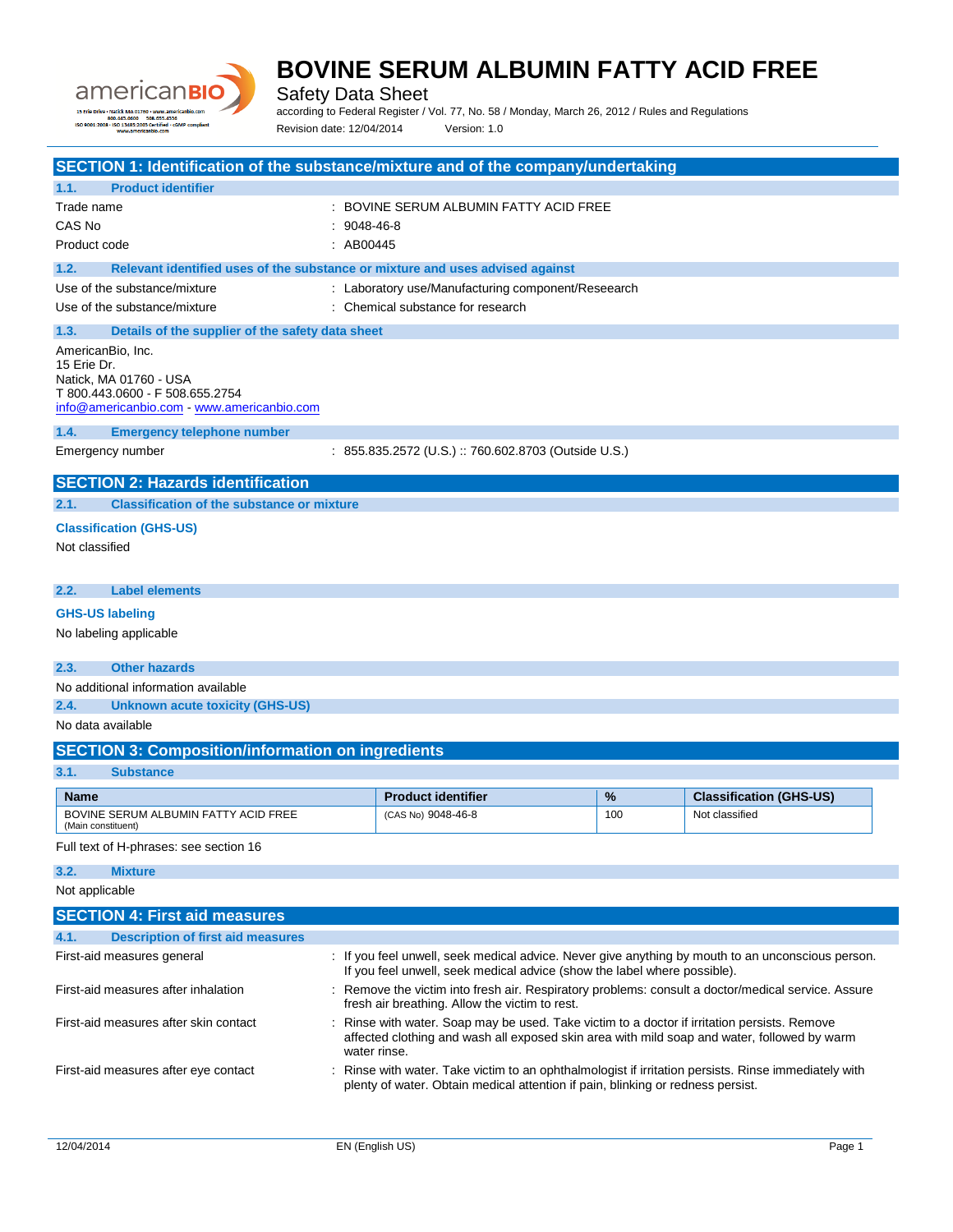# BOVINE SERUM ALBUMIN FATTY ACID FREE

Safety Data Sheet

according to Federal Register / Vol. 77, No. 58 / Monday, March 26, 2012 / Rules and Regulations

Revision date: 12/04/2014 Version: 1.0

## SECTION 1: Identification of the substance/mixture and of the company/undertaking

### 1.1. Product identifier

| | |
|---|---|
| Trade name | : BOVINE SERUM ALBUMIN FATTY ACID FREE |
| CAS No | : 9048-46-8 |
| Product code | : AB00445 |

### 1.2. Relevant identified uses of the substance or mixture and uses advised against

| | |
|---|---|
| Use of the substance/mixture | : Laboratory use/Manufacturing component/Reseearch |
| Use of the substance/mixture | : Chemical substance for research |

### 1.3. Details of the supplier of the safety data sheet

AmericanBio, Inc.
15 Erie Dr.
Natick, MA 01760 - USA
T 800.443.0600 - F 508.655.2754
info@americanbio.com - www.americanbio.com

### 1.4. Emergency telephone number

| | |
|---|---|
| Emergency number | : 855.835.2572 (U.S.) :: 760.602.8703 (Outside U.S.) |

## SECTION 2: Hazards identification

### 2.1. Classification of the substance or mixture

**Classification (GHS-US)**

Not classified

### 2.2. Label elements

**GHS-US labeling**

No labeling applicable

### 2.3. Other hazards

No additional information available

### 2.4. Unknown acute toxicity (GHS-US)

No data available

## SECTION 3: Composition/information on ingredients

### 3.1. Substance

| Name | Product identifier | % | Classification (GHS-US) |
|---|---|---|---|
| BOVINE SERUM ALBUMIN FATTY ACID FREE (Main constituent) | (CAS No) 9048-46-8 | 100 | Not classified |

Full text of H-phrases: see section 16

### 3.2. Mixture

Not applicable

## SECTION 4: First aid measures

### 4.1. Description of first aid measures

| | |
|---|---|
| First-aid measures general | : If you feel unwell, seek medical advice. Never give anything by mouth to an unconscious person. If you feel unwell, seek medical advice (show the label where possible). |
| First-aid measures after inhalation | : Remove the victim into fresh air. Respiratory problems: consult a doctor/medical service. Assure fresh air breathing. Allow the victim to rest. |
| First-aid measures after skin contact | : Rinse with water. Soap may be used. Take victim to a doctor if irritation persists. Remove affected clothing and wash all exposed skin area with mild soap and water, followed by warm water rinse. |
| First-aid measures after eye contact | : Rinse with water. Take victim to an ophthalmologist if irritation persists. Rinse immediately with plenty of water. Obtain medical attention if pain, blinking or redness persist. |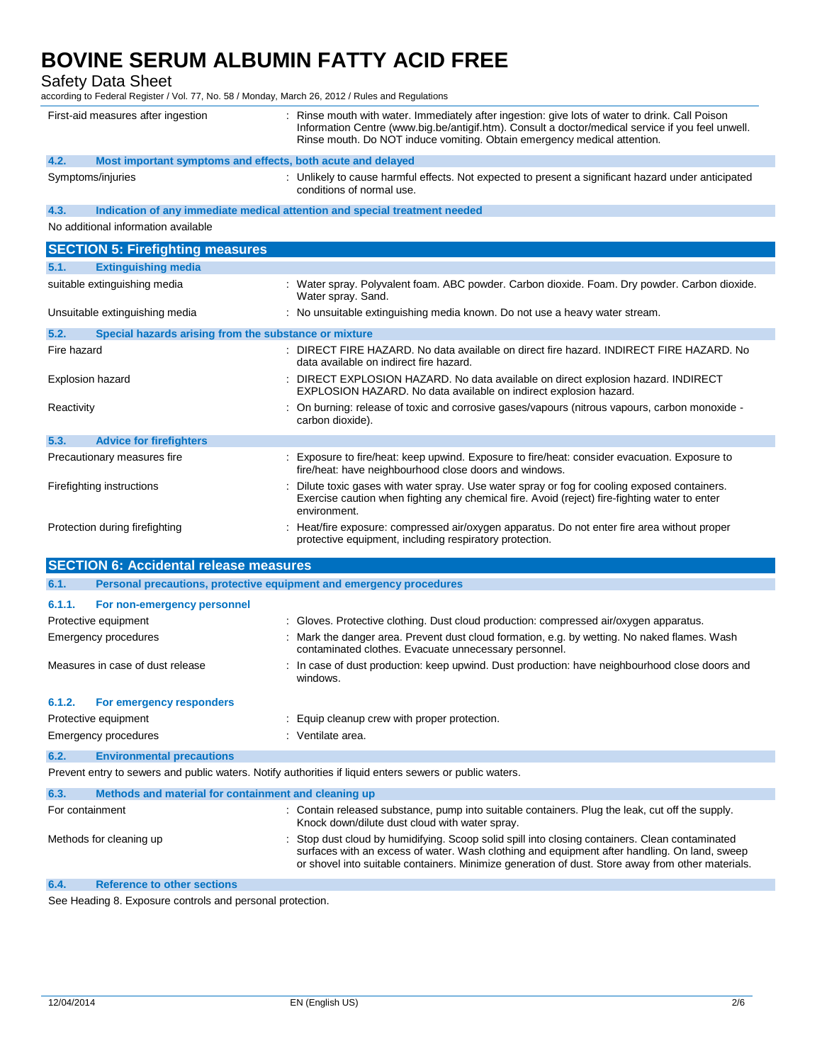First-aid measures after ingestion : Rinse mouth with water. Immediately after ingestion: give lots of water to drink. Call Poison Information Centre (www.big.be/antigif.htm). Consult a doctor/medical service if you feel unwell. Rinse mouth. Do NOT induce vomiting. Obtain emergency medical attention.

### 4.2. Most important symptoms and effects, both acute and delayed

Symptoms/injuries : Unlikely to cause harmful effects. Not expected to present a significant hazard under anticipated conditions of normal use.

### 4.3. Indication of any immediate medical attention and special treatment needed

No additional information available

## SECTION 5: Firefighting measures

### 5.1. Extinguishing media

suitable extinguishing media : Water spray. Polyvalent foam. ABC powder. Carbon dioxide. Foam. Dry powder. Carbon dioxide. Water spray. Sand.

Unsuitable extinguishing media : No unsuitable extinguishing media known. Do not use a heavy water stream.

### 5.2. Special hazards arising from the substance or mixture

Fire hazard : DIRECT FIRE HAZARD. No data available on direct fire hazard. INDIRECT FIRE HAZARD. No data available on indirect fire hazard.

Explosion hazard : DIRECT EXPLOSION HAZARD. No data available on direct explosion hazard. INDIRECT EXPLOSION HAZARD. No data available on indirect explosion hazard.

Reactivity : On burning: release of toxic and corrosive gases/vapours (nitrous vapours, carbon monoxide - carbon dioxide).

### 5.3. Advice for firefighters

Precautionary measures fire : Exposure to fire/heat: keep upwind. Exposure to fire/heat: consider evacuation. Exposure to fire/heat: have neighbourhood close doors and windows.

Firefighting instructions : Dilute toxic gases with water spray. Use water spray or fog for cooling exposed containers. Exercise caution when fighting any chemical fire. Avoid (reject) fire-fighting water to enter environment.

Protection during firefighting : Heat/fire exposure: compressed air/oxygen apparatus. Do not enter fire area without proper protective equipment, including respiratory protection.

## SECTION 6: Accidental release measures

### 6.1. Personal precautions, protective equipment and emergency procedures

#### 6.1.1. For non-emergency personnel

Protective equipment : Gloves. Protective clothing. Dust cloud production: compressed air/oxygen apparatus.

Emergency procedures : Mark the danger area. Prevent dust cloud formation, e.g. by wetting. No naked flames. Wash contaminated clothes. Evacuate unnecessary personnel.

Measures in case of dust release : In case of dust production: keep upwind. Dust production: have neighbourhood close doors and windows.

#### 6.1.2. For emergency responders

Protective equipment : Equip cleanup crew with proper protection.

Emergency procedures : Ventilate area.

### 6.2. Environmental precautions

Prevent entry to sewers and public waters. Notify authorities if liquid enters sewers or public waters.

### 6.3. Methods and material for containment and cleaning up

For containment : Contain released substance, pump into suitable containers. Plug the leak, cut off the supply. Knock down/dilute dust cloud with water spray.

Methods for cleaning up : Stop dust cloud by humidifying. Scoop solid spill into closing containers. Clean contaminated surfaces with an excess of water. Wash clothing and equipment after handling. On land, sweep or shovel into suitable containers. Minimize generation of dust. Store away from other materials.

### 6.4. Reference to other sections

See Heading 8. Exposure controls and personal protection.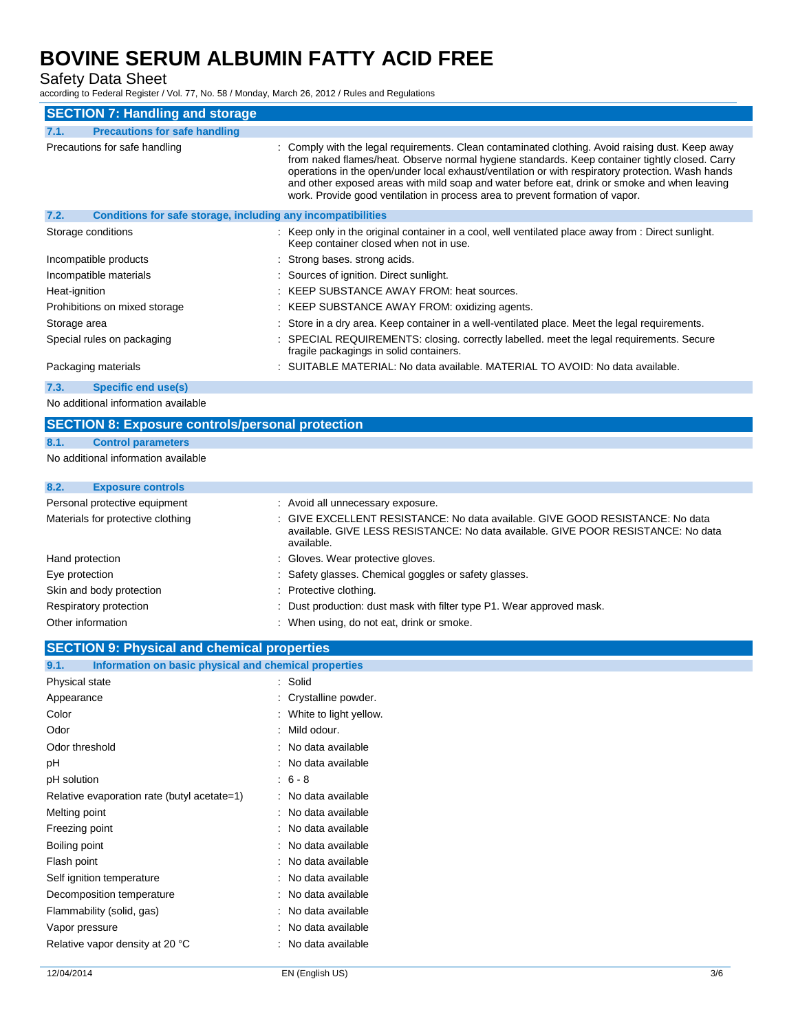## SECTION 7: Handling and storage

### 7.1. Precautions for safe handling

| | |
|---|---|
| Precautions for safe handling | : Comply with the legal requirements. Clean contaminated clothing. Avoid raising dust. Keep away from naked flames/heat. Observe normal hygiene standards. Keep container tightly closed. Carry operations in the open/under local exhaust/ventilation or with respiratory protection. Wash hands and other exposed areas with mild soap and water before eat, drink or smoke and when leaving work. Provide good ventilation in process area to prevent formation of vapor. |

### 7.2. Conditions for safe storage, including any incompatibilities

| | |
|---|---|
| Storage conditions | : Keep only in the original container in a cool, well ventilated place away from : Direct sunlight. Keep container closed when not in use. |
| Incompatible products | : Strong bases. strong acids. |
| Incompatible materials | : Sources of ignition. Direct sunlight. |
| Heat-ignition | : KEEP SUBSTANCE AWAY FROM: heat sources. |
| Prohibitions on mixed storage | : KEEP SUBSTANCE AWAY FROM: oxidizing agents. |
| Storage area | : Store in a dry area. Keep container in a well-ventilated place. Meet the legal requirements. |
| Special rules on packaging | : SPECIAL REQUIREMENTS: closing. correctly labelled. meet the legal requirements. Secure fragile packagings in solid containers. |
| Packaging materials | : SUITABLE MATERIAL: No data available. MATERIAL TO AVOID: No data available. |

### 7.3. Specific end use(s)

No additional information available

## SECTION 8: Exposure controls/personal protection

### 8.1. Control parameters

No additional information available

### 8.2. Exposure controls

| | |
|---|---|
| Personal protective equipment | : Avoid all unnecessary exposure. |
| Materials for protective clothing | : GIVE EXCELLENT RESISTANCE: No data available. GIVE GOOD RESISTANCE: No data available. GIVE LESS RESISTANCE: No data available. GIVE POOR RESISTANCE: No data available. |
| Hand protection | : Gloves. Wear protective gloves. |
| Eye protection | : Safety glasses. Chemical goggles or safety glasses. |
| Skin and body protection | : Protective clothing. |
| Respiratory protection | : Dust production: dust mask with filter type P1. Wear approved mask. |
| Other information | : When using, do not eat, drink or smoke. |

## SECTION 9: Physical and chemical properties

### 9.1. Information on basic physical and chemical properties

| | |
|---|---|
| Physical state | : Solid |
| Appearance | : Crystalline powder. |
| Color | : White to light yellow. |
| Odor | : Mild odour. |
| Odor threshold | : No data available |
| pH | : No data available |
| pH solution | : 6 - 8 |
| Relative evaporation rate (butyl acetate=1) | : No data available |
| Melting point | : No data available |
| Freezing point | : No data available |
| Boiling point | : No data available |
| Flash point | : No data available |
| Self ignition temperature | : No data available |
| Decomposition temperature | : No data available |
| Flammability (solid, gas) | : No data available |
| Vapor pressure | : No data available |
| Relative vapor density at 20 °C | : No data available |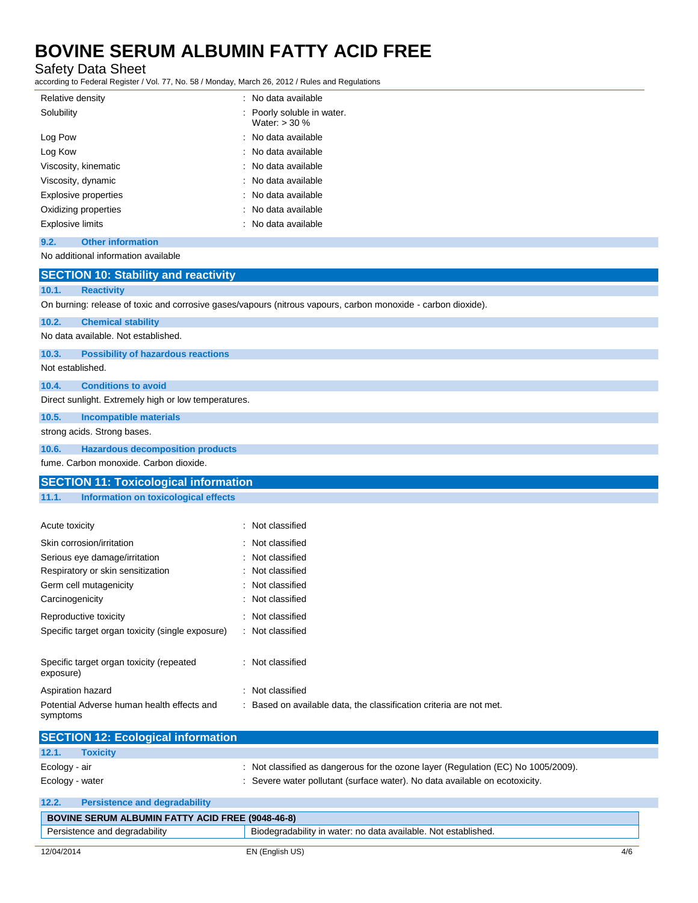| | |
|---|---|
| Relative density | : No data available |
| Solubility | : Poorly soluble in water. Water: > 30 % |
| Log Pow | : No data available |
| Log Kow | : No data available |
| Viscosity, kinematic | : No data available |
| Viscosity, dynamic | : No data available |
| Explosive properties | : No data available |
| Oxidizing properties | : No data available |
| Explosive limits | : No data available |

### 9.2. Other information

No additional information available

## SECTION 10: Stability and reactivity

### 10.1. Reactivity

On burning: release of toxic and corrosive gases/vapours (nitrous vapours, carbon monoxide - carbon dioxide).

### 10.2. Chemical stability

No data available. Not established.

### 10.3. Possibility of hazardous reactions

Not established.

### 10.4. Conditions to avoid

Direct sunlight. Extremely high or low temperatures.

### 10.5. Incompatible materials

strong acids. Strong bases.

### 10.6. Hazardous decomposition products

fume. Carbon monoxide. Carbon dioxide.

## SECTION 11: Toxicological information

### 11.1. Information on toxicological effects

| | |
|---|---|
| Acute toxicity | : Not classified |
| Skin corrosion/irritation | : Not classified |
| Serious eye damage/irritation | : Not classified |
| Respiratory or skin sensitization | : Not classified |
| Germ cell mutagenicity | : Not classified |
| Carcinogenicity | : Not classified |
| Reproductive toxicity | : Not classified |
| Specific target organ toxicity (single exposure) | : Not classified |
| Specific target organ toxicity (repeated exposure) | : Not classified |
| Aspiration hazard | : Not classified |
| Potential Adverse human health effects and symptoms | : Based on available data, the classification criteria are not met. |

## SECTION 12: Ecological information

### 12.1. Toxicity

| | |
|---|---|
| Ecology - air | : Not classified as dangerous for the ozone layer (Regulation (EC) No 1005/2009). |
| Ecology - water | : Severe water pollutant (surface water). No data available on ecotoxicity. |

### 12.2. Persistence and degradability

| BOVINE SERUM ALBUMIN FATTY ACID FREE (9048-46-8) | |
|---|---|
| Persistence and degradability | Biodegradability in water: no data available. Not established. |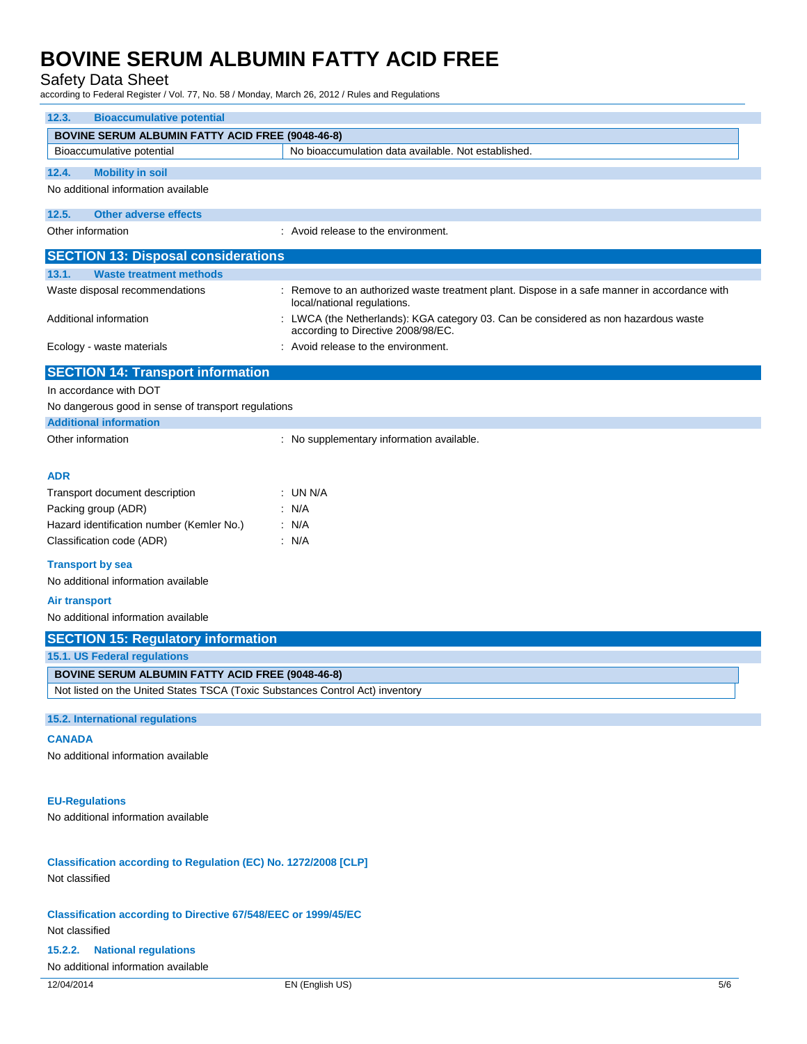### 12.3. Bioaccumulative potential

| BOVINE SERUM ALBUMIN FATTY ACID FREE (9048-46-8) | |
|---|---|
| Bioaccumulative potential | No bioaccumulation data available. Not established. |

### 12.4. Mobility in soil

No additional information available

### 12.5. Other adverse effects

Other information : Avoid release to the environment.

## SECTION 13: Disposal considerations

### 13.1. Waste treatment methods

Waste disposal recommendations : Remove to an authorized waste treatment plant. Dispose in a safe manner in accordance with local/national regulations.

Additional information : LWCA (the Netherlands): KGA category 03. Can be considered as non hazardous waste according to Directive 2008/98/EC.

Ecology - waste materials : Avoid release to the environment.

## SECTION 14: Transport information

In accordance with DOT

No dangerous good in sense of transport regulations

### Additional information

Other information : No supplementary information available.

#### ADR

Transport document description : UN N/A

Packing group (ADR) : N/A

Hazard identification number (Kemler No.) : N/A

Classification code (ADR) : N/A

#### Transport by sea

No additional information available

#### Air transport

No additional information available

## SECTION 15: Regulatory information

### 15.1. US Federal regulations

| BOVINE SERUM ALBUMIN FATTY ACID FREE (9048-46-8) |
|---|
| Not listed on the United States TSCA (Toxic Substances Control Act) inventory |

### 15.2. International regulations

#### CANADA

No additional information available

#### EU-Regulations

No additional information available

#### Classification according to Regulation (EC) No. 1272/2008 [CLP]

Not classified

#### Classification according to Directive 67/548/EEC or 1999/45/EC

Not classified

#### 15.2.2. National regulations

No additional information available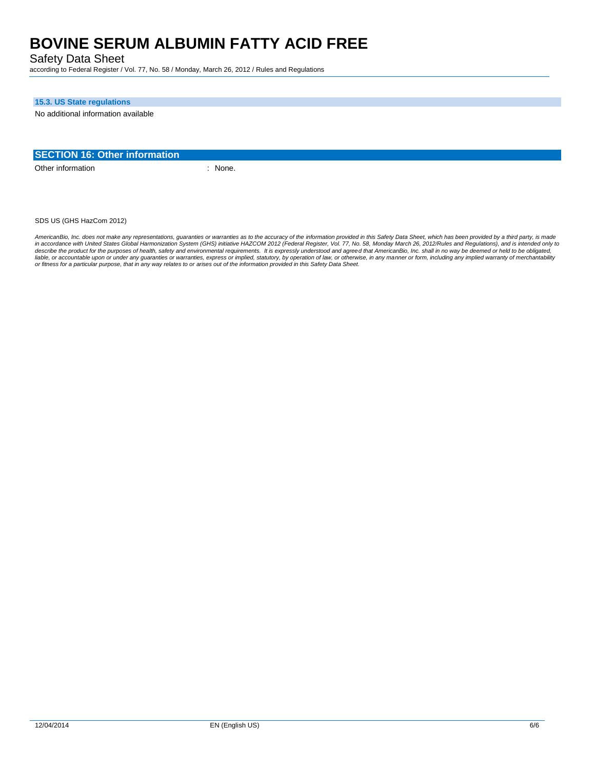### 15.3. US State regulations

No additional information available

## SECTION 16: Other information

Other information : None.

SDS US (GHS HazCom 2012)

*AmericanBio, Inc. does not make any representations, guaranties or warranties as to the accuracy of the information provided in this Safety Data Sheet, which has been provided by a third party, is made in accordance with United States Global Harmonization System (GHS) initiative HAZCOM 2012 (Federal Register, Vol. 77, No. 58, Monday March 26, 2012/Rules and Regulations), and is intended only to describe the product for the purposes of health, safety and environmental requirements. It is expressly understood and agreed that AmericanBio, Inc. shall in no way be deemed or held to be obligated, liable, or accountable upon or under any guaranties or warranties, express or implied, statutory, by operation of law, or otherwise, in any manner or form, including any implied warranty of merchantability or fitness for a particular purpose, that in any way relates to or arises out of the information provided in this Safety Data Sheet.*